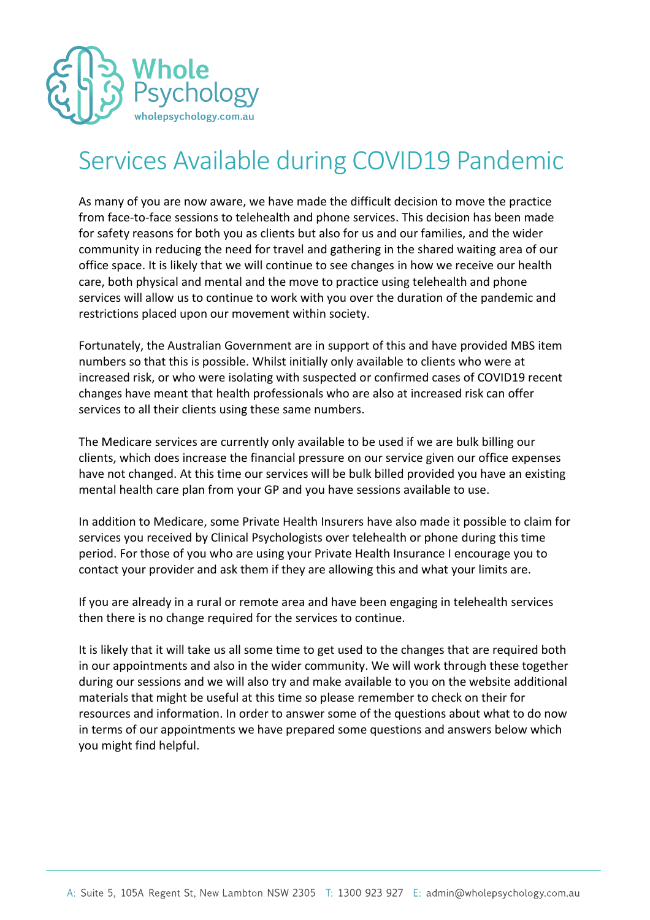Whole Psychology
wholepsychology.com.au

# Services Available during COVID19 Pandemic

As many of you are now aware, we have made the difficult decision to move the practice from face-to-face sessions to telehealth and phone services. This decision has been made for safety reasons for both you as clients but also for us and our families, and the wider community in reducing the need for travel and gathering in the shared waiting area of our office space. It is likely that we will continue to see changes in how we receive our health care, both physical and mental and the move to practice using telehealth and phone services will allow us to continue to work with you over the duration of the pandemic and restrictions placed upon our movement within society.

Fortunately, the Australian Government are in support of this and have provided MBS item numbers so that this is possible. Whilst initially only available to clients who were at increased risk, or who were isolating with suspected or confirmed cases of COVID19 recent changes have meant that health professionals who are also at increased risk can offer services to all their clients using these same numbers.

The Medicare services are currently only available to be used if we are bulk billing our clients, which does increase the financial pressure on our service given our office expenses have not changed. At this time our services will be bulk billed provided you have an existing mental health care plan from your GP and you have sessions available to use.

In addition to Medicare, some Private Health Insurers have also made it possible to claim for services you received by Clinical Psychologists over telehealth or phone during this time period. For those of you who are using your Private Health Insurance I encourage you to contact your provider and ask them if they are allowing this and what your limits are.

If you are already in a rural or remote area and have been engaging in telehealth services then there is no change required for the services to continue.

It is likely that it will take us all some time to get used to the changes that are required both in our appointments and also in the wider community. We will work through these together during our sessions and we will also try and make available to you on the website additional materials that might be useful at this time so please remember to check on their for resources and information. In order to answer some of the questions about what to do now in terms of our appointments we have prepared some questions and answers below which you might find helpful.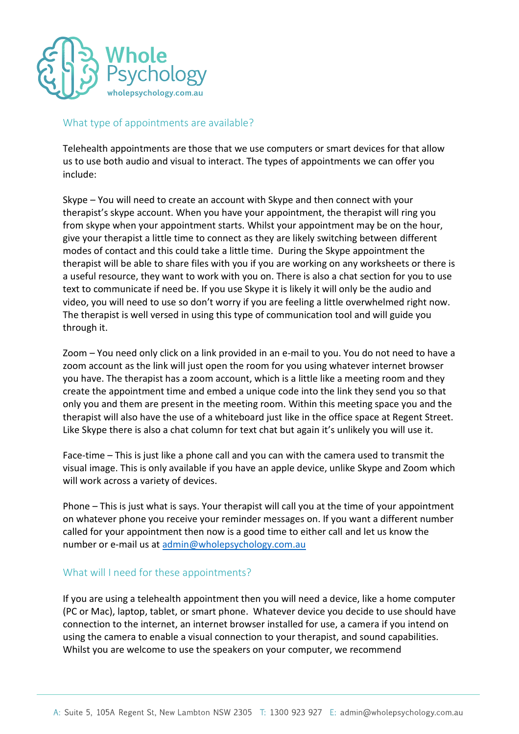## What type of appointments are available?

Telehealth appointments are those that we use computers or smart devices for that allow us to use both audio and visual to interact. The types of appointments we can offer you include:

Skype – You will need to create an account with Skype and then connect with your therapist's skype account. When you have your appointment, the therapist will ring you from skype when your appointment starts. Whilst your appointment may be on the hour, give your therapist a little time to connect as they are likely switching between different modes of contact and this could take a little time. During the Skype appointment the therapist will be able to share files with you if you are working on any worksheets or there is a useful resource, they want to work with you on. There is also a chat section for you to use text to communicate if need be. If you use Skype it is likely it will only be the audio and video, you will need to use so don't worry if you are feeling a little overwhelmed right now. The therapist is well versed in using this type of communication tool and will guide you through it.

Zoom – You need only click on a link provided in an e-mail to you. You do not need to have a zoom account as the link will just open the room for you using whatever internet browser you have. The therapist has a zoom account, which is a little like a meeting room and they create the appointment time and embed a unique code into the link they send you so that only you and them are present in the meeting room. Within this meeting space you and the therapist will also have the use of a whiteboard just like in the office space at Regent Street. Like Skype there is also a chat column for text chat but again it's unlikely you will use it.

Face-time – This is just like a phone call and you can with the camera used to transmit the visual image. This is only available if you have an apple device, unlike Skype and Zoom which will work across a variety of devices.

Phone – This is just what is says. Your therapist will call you at the time of your appointment on whatever phone you receive your reminder messages on. If you want a different number called for your appointment then now is a good time to either call and let us know the number or e-mail us at admin@wholepsychology.com.au

## What will I need for these appointments?

If you are using a telehealth appointment then you will need a device, like a home computer (PC or Mac), laptop, tablet, or smart phone. Whatever device you decide to use should have connection to the internet, an internet browser installed for use, a camera if you intend on using the camera to enable a visual connection to your therapist, and sound capabilities. Whilst you are welcome to use the speakers on your computer, we recommend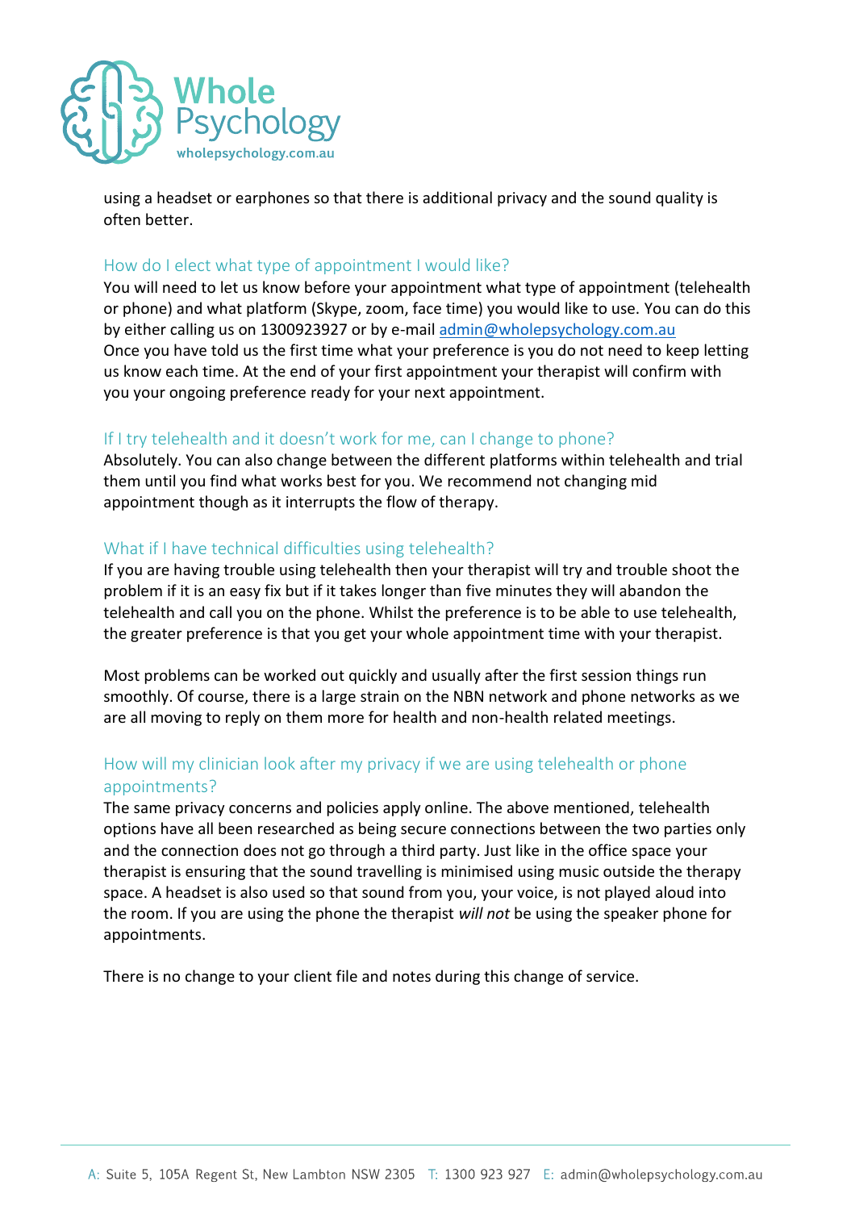using a headset or earphones so that there is additional privacy and the sound quality is often better.

## How do I elect what type of appointment I would like?

You will need to let us know before your appointment what type of appointment (telehealth or phone) and what platform (Skype, zoom, face time) you would like to use. You can do this by either calling us on 1300923927 or by e-mail admin@wholepsychology.com.au
Once you have told us the first time what your preference is you do not need to keep letting us know each time. At the end of your first appointment your therapist will confirm with you your ongoing preference ready for your next appointment.

## If I try telehealth and it doesn't work for me, can I change to phone?

Absolutely. You can also change between the different platforms within telehealth and trial them until you find what works best for you. We recommend not changing mid appointment though as it interrupts the flow of therapy.

## What if I have technical difficulties using telehealth?

If you are having trouble using telehealth then your therapist will try and trouble shoot the problem if it is an easy fix but if it takes longer than five minutes they will abandon the telehealth and call you on the phone. Whilst the preference is to be able to use telehealth, the greater preference is that you get your whole appointment time with your therapist.

Most problems can be worked out quickly and usually after the first session things run smoothly. Of course, there is a large strain on the NBN network and phone networks as we are all moving to reply on them more for health and non-health related meetings.

## How will my clinician look after my privacy if we are using telehealth or phone appointments?

The same privacy concerns and policies apply online. The above mentioned, telehealth options have all been researched as being secure connections between the two parties only and the connection does not go through a third party. Just like in the office space your therapist is ensuring that the sound travelling is minimised using music outside the therapy space. A headset is also used so that sound from you, your voice, is not played aloud into the room. If you are using the phone the therapist *will not* be using the speaker phone for appointments.

There is no change to your client file and notes during this change of service.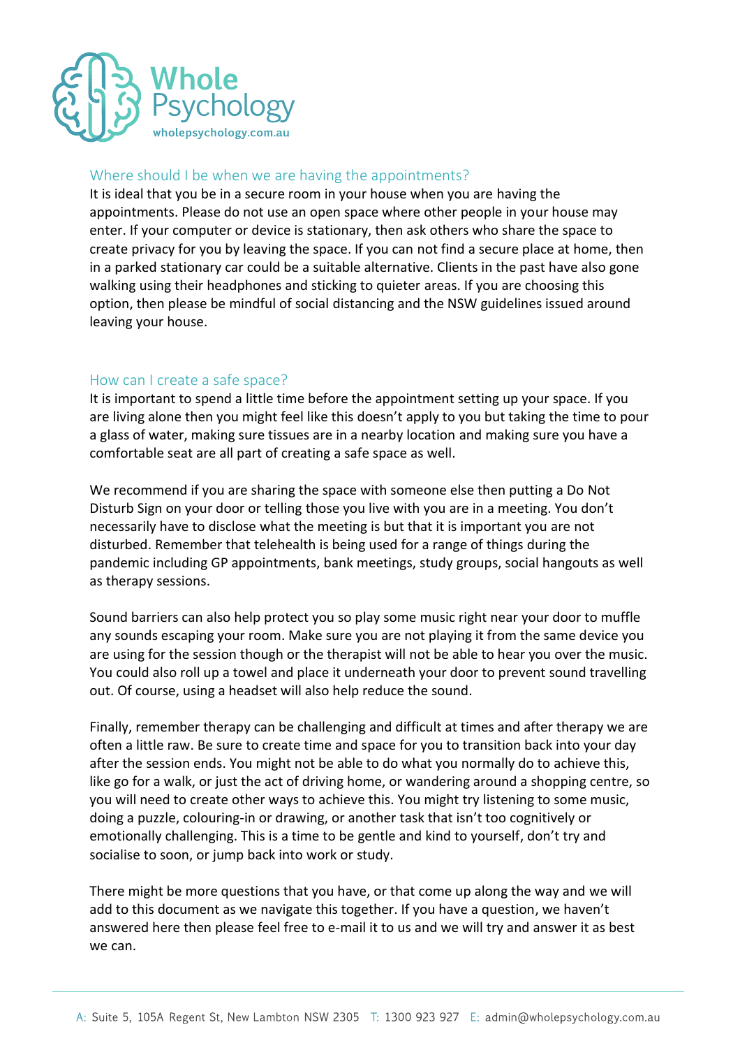## Where should I be when we are having the appointments?

It is ideal that you be in a secure room in your house when you are having the appointments. Please do not use an open space where other people in your house may enter. If your computer or device is stationary, then ask others who share the space to create privacy for you by leaving the space. If you can not find a secure place at home, then in a parked stationary car could be a suitable alternative. Clients in the past have also gone walking using their headphones and sticking to quieter areas. If you are choosing this option, then please be mindful of social distancing and the NSW guidelines issued around leaving your house.

## How can I create a safe space?

It is important to spend a little time before the appointment setting up your space. If you are living alone then you might feel like this doesn't apply to you but taking the time to pour a glass of water, making sure tissues are in a nearby location and making sure you have a comfortable seat are all part of creating a safe space as well.

We recommend if you are sharing the space with someone else then putting a Do Not Disturb Sign on your door or telling those you live with you are in a meeting. You don't necessarily have to disclose what the meeting is but that it is important you are not disturbed. Remember that telehealth is being used for a range of things during the pandemic including GP appointments, bank meetings, study groups, social hangouts as well as therapy sessions.

Sound barriers can also help protect you so play some music right near your door to muffle any sounds escaping your room. Make sure you are not playing it from the same device you are using for the session though or the therapist will not be able to hear you over the music. You could also roll up a towel and place it underneath your door to prevent sound travelling out. Of course, using a headset will also help reduce the sound.

Finally, remember therapy can be challenging and difficult at times and after therapy we are often a little raw. Be sure to create time and space for you to transition back into your day after the session ends. You might not be able to do what you normally do to achieve this, like go for a walk, or just the act of driving home, or wandering around a shopping centre, so you will need to create other ways to achieve this. You might try listening to some music, doing a puzzle, colouring-in or drawing, or another task that isn't too cognitively or emotionally challenging. This is a time to be gentle and kind to yourself, don't try and socialise to soon, or jump back into work or study.

There might be more questions that you have, or that come up along the way and we will add to this document as we navigate this together. If you have a question, we haven't answered here then please feel free to e-mail it to us and we will try and answer it as best we can.